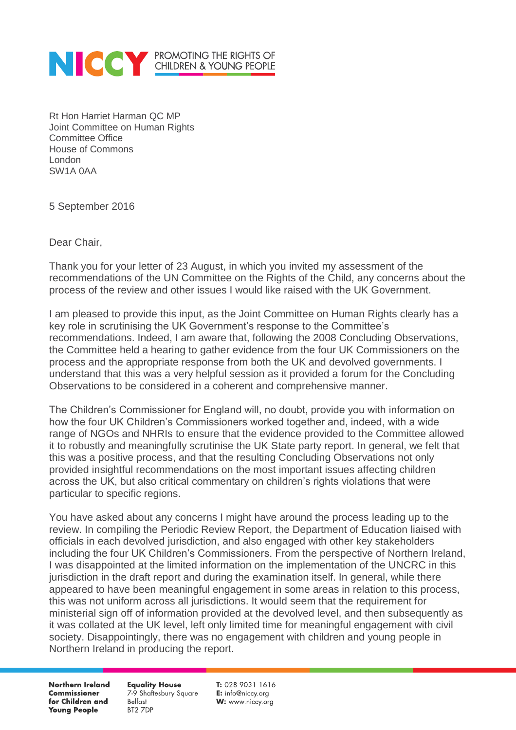NICCY PROMOTING THE RIGHTS OF CHILDREN & YOUNG PEOPLE

Rt Hon Harriet Harman QC MP  
Joint Committee on Human Rights  
Committee Office  
House of Commons  
London  
SW1A 0AA

5 September 2016

Dear Chair,

Thank you for your letter of 23 August, in which you invited my assessment of the recommendations of the UN Committee on the Rights of the Child, any concerns about the process of the review and other issues I would like raised with the UK Government.

I am pleased to provide this input, as the Joint Committee on Human Rights clearly has a key role in scrutinising the UK Government's response to the Committee's recommendations. Indeed, I am aware that, following the 2008 Concluding Observations, the Committee held a hearing to gather evidence from the four UK Commissioners on the process and the appropriate response from both the UK and devolved governments. I understand that this was a very helpful session as it provided a forum for the Concluding Observations to be considered in a coherent and comprehensive manner.

The Children's Commissioner for England will, no doubt, provide you with information on how the four UK Children's Commissioners worked together and, indeed, with a wide range of NGOs and NHRIs to ensure that the evidence provided to the Committee allowed it to robustly and meaningfully scrutinise the UK State party report. In general, we felt that this was a positive process, and that the resulting Concluding Observations not only provided insightful recommendations on the most important issues affecting children across the UK, but also critical commentary on children's rights violations that were particular to specific regions.

You have asked about any concerns I might have around the process leading up to the review. In compiling the Periodic Review Report, the Department of Education liaised with officials in each devolved jurisdiction, and also engaged with other key stakeholders including the four UK Children's Commissioners. From the perspective of Northern Ireland, I was disappointed at the limited information on the implementation of the UNCRC in this jurisdiction in the draft report and during the examination itself. In general, while there appeared to have been meaningful engagement in some areas in relation to this process, this was not uniform across all jurisdictions. It would seem that the requirement for ministerial sign off of information provided at the devolved level, and then subsequently as it was collated at the UK level, left only limited time for meaningful engagement with civil society. Disappointingly, there was no engagement with children and young people in Northern Ireland in producing the report.

**Northern Ireland Commissioner for Children and Young People**

**Equality House**  
7-9 Shaftesbury Square  
Belfast  
BT2 7DP

**T:** 028 9031 1616  
**E:** info@niccy.org  
**W:** www.niccy.org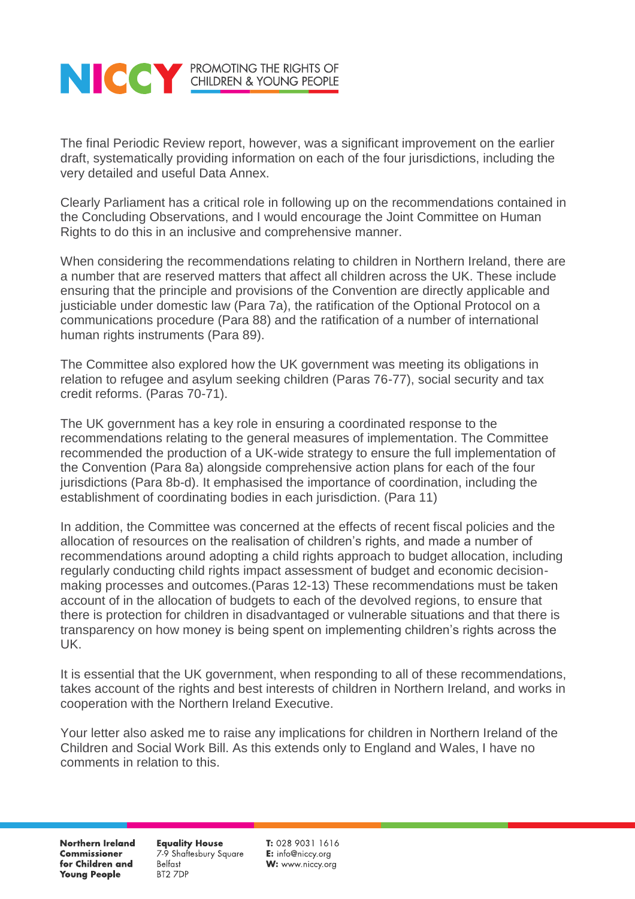The final Periodic Review report, however, was a significant improvement on the earlier draft, systematically providing information on each of the four jurisdictions, including the very detailed and useful Data Annex.

Clearly Parliament has a critical role in following up on the recommendations contained in the Concluding Observations, and I would encourage the Joint Committee on Human Rights to do this in an inclusive and comprehensive manner.

When considering the recommendations relating to children in Northern Ireland, there are a number that are reserved matters that affect all children across the UK. These include ensuring that the principle and provisions of the Convention are directly applicable and justiciable under domestic law (Para 7a), the ratification of the Optional Protocol on a communications procedure (Para 88) and the ratification of a number of international human rights instruments (Para 89).

The Committee also explored how the UK government was meeting its obligations in relation to refugee and asylum seeking children (Paras 76-77), social security and tax credit reforms. (Paras 70-71).

The UK government has a key role in ensuring a coordinated response to the recommendations relating to the general measures of implementation. The Committee recommended the production of a UK-wide strategy to ensure the full implementation of the Convention (Para 8a) alongside comprehensive action plans for each of the four jurisdictions (Para 8b-d). It emphasised the importance of coordination, including the establishment of coordinating bodies in each jurisdiction. (Para 11)

In addition, the Committee was concerned at the effects of recent fiscal policies and the allocation of resources on the realisation of children's rights, and made a number of recommendations around adopting a child rights approach to budget allocation, including regularly conducting child rights impact assessment of budget and economic decision-making processes and outcomes.(Paras 12-13) These recommendations must be taken account of in the allocation of budgets to each of the devolved regions, to ensure that there is protection for children in disadvantaged or vulnerable situations and that there is transparency on how money is being spent on implementing children's rights across the UK.

It is essential that the UK government, when responding to all of these recommendations, takes account of the rights and best interests of children in Northern Ireland, and works in cooperation with the Northern Ireland Executive.

Your letter also asked me to raise any implications for children in Northern Ireland of the Children and Social Work Bill. As this extends only to England and Wales, I have no comments in relation to this.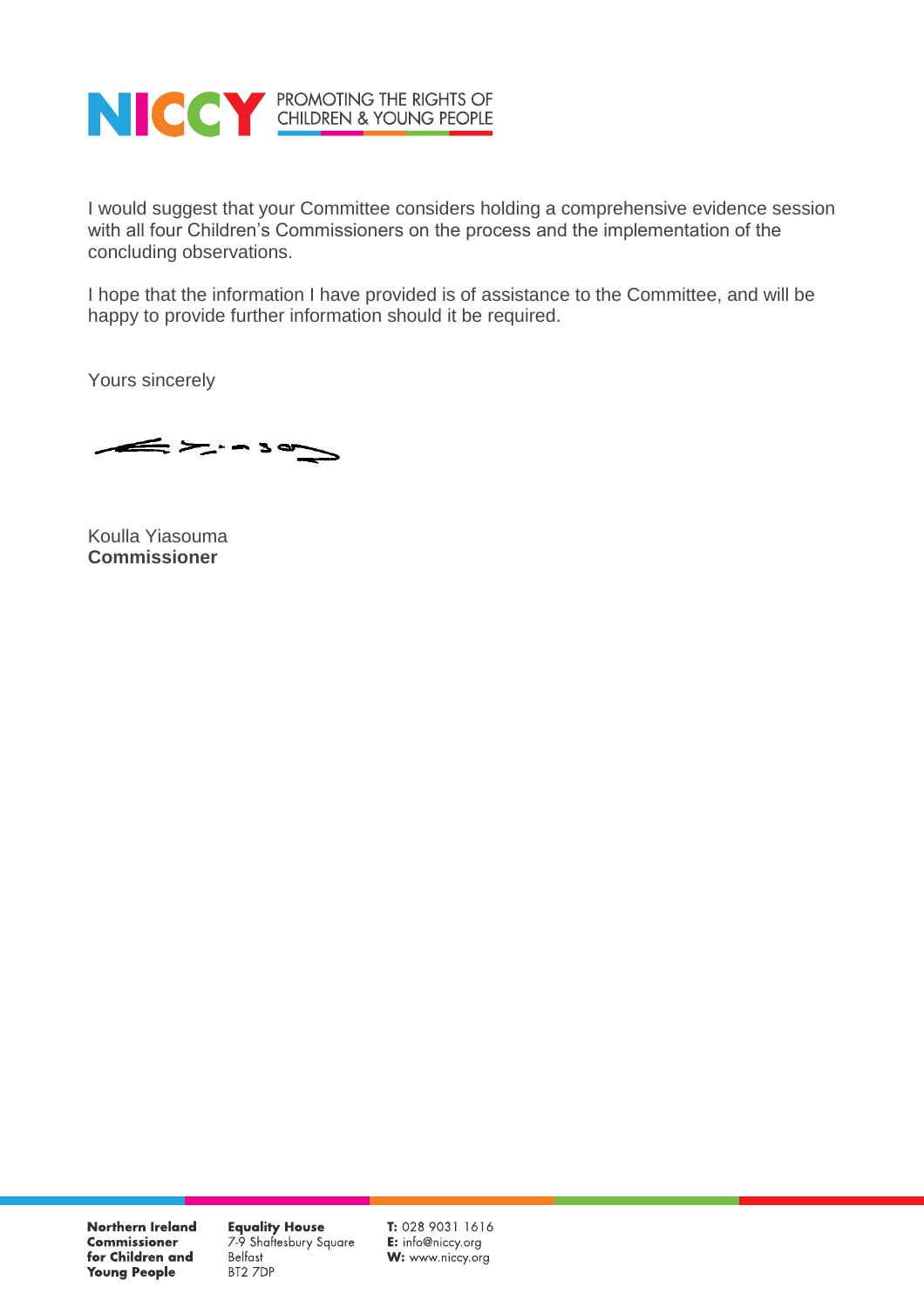I would suggest that your Committee considers holding a comprehensive evidence session with all four Children's Commissioners on the process and the implementation of the concluding observations.

I hope that the information I have provided is of assistance to the Committee, and will be happy to provide further information should it be required.

Yours sincerely

Koulla Yiasouma
**Commissioner**